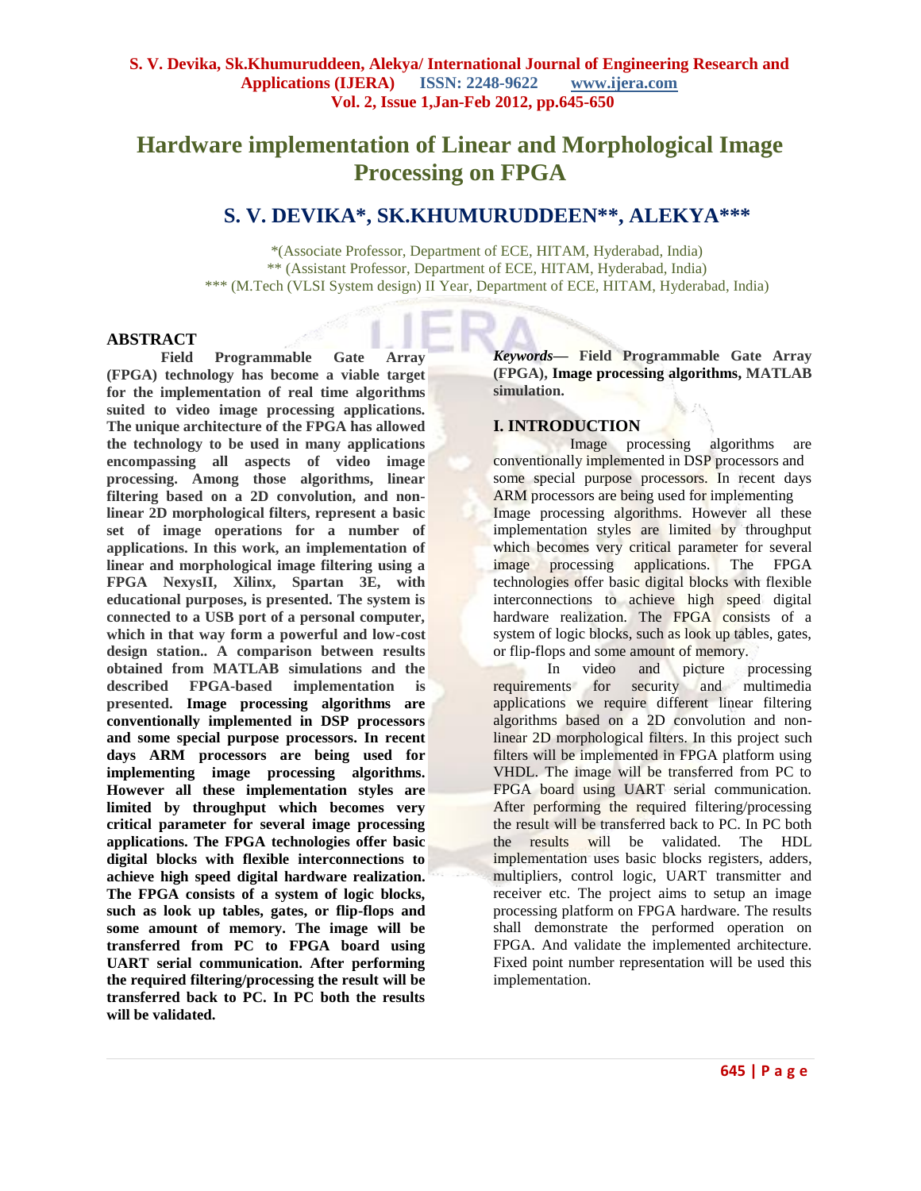# Hardware implementation of Linear and Morphological Image Processing on FPGA

## S. V. DEVIKA*, SK.KHUMURUDDEEN**, ALEKYA***

*(Associate Professor, Department of ECE, HITAM, Hyderabad, India)
** (Assistant Professor, Department of ECE, HITAM, Hyderabad, India)
*** (M.Tech (VLSI System design) II Year, Department of ECE, HITAM, Hyderabad, India)

## ABSTRACT

**Field Programmable Gate Array (FPGA) technology has become a viable target for the implementation of real time algorithms suited to video image processing applications. The unique architecture of the FPGA has allowed the technology to be used in many applications encompassing all aspects of video image processing. Among those algorithms, linear filtering based on a 2D convolution, and non-linear 2D morphological filters, represent a basic set of image operations for a number of applications. In this work, an implementation of linear and morphological image filtering using a FPGA NexysII, Xilinx, Spartan 3E, with educational purposes, is presented. The system is connected to a USB port of a personal computer, which in that way form a powerful and low-cost design station.. A comparison between results obtained from MATLAB simulations and the described FPGA-based implementation is presented. Image processing algorithms are conventionally implemented in DSP processors and some special purpose processors. In recent days ARM processors are being used for implementing image processing algorithms. However all these implementation styles are limited by throughput which becomes very critical parameter for several image processing applications. The FPGA technologies offer basic digital blocks with flexible interconnections to achieve high speed digital hardware realization. The FPGA consists of a system of logic blocks, such as look up tables, gates, or flip-flops and some amount of memory. The image will be transferred from PC to FPGA board using UART serial communication. After performing the required filtering/processing the result will be transferred back to PC. In PC both the results will be validated.**

***Keywords*— Field Programmable Gate Array (FPGA), Image processing algorithms, MATLAB simulation.**

## I. INTRODUCTION

Image processing algorithms are conventionally implemented in DSP processors and some special purpose processors. In recent days ARM processors are being used for implementing Image processing algorithms. However all these implementation styles are limited by throughput which becomes very critical parameter for several image processing applications. The FPGA technologies offer basic digital blocks with flexible interconnections to achieve high speed digital hardware realization. The FPGA consists of a system of logic blocks, such as look up tables, gates, or flip-flops and some amount of memory.

In video and picture processing requirements for security and multimedia applications we require different linear filtering algorithms based on a 2D convolution and non-linear 2D morphological filters. In this project such filters will be implemented in FPGA platform using VHDL. The image will be transferred from PC to FPGA board using UART serial communication. After performing the required filtering/processing the result will be transferred back to PC. In PC both the results will be validated. The HDL implementation uses basic blocks registers, adders, multipliers, control logic, UART transmitter and receiver etc. The project aims to setup an image processing platform on FPGA hardware. The results shall demonstrate the performed operation on FPGA. And validate the implemented architecture. Fixed point number representation will be used this implementation.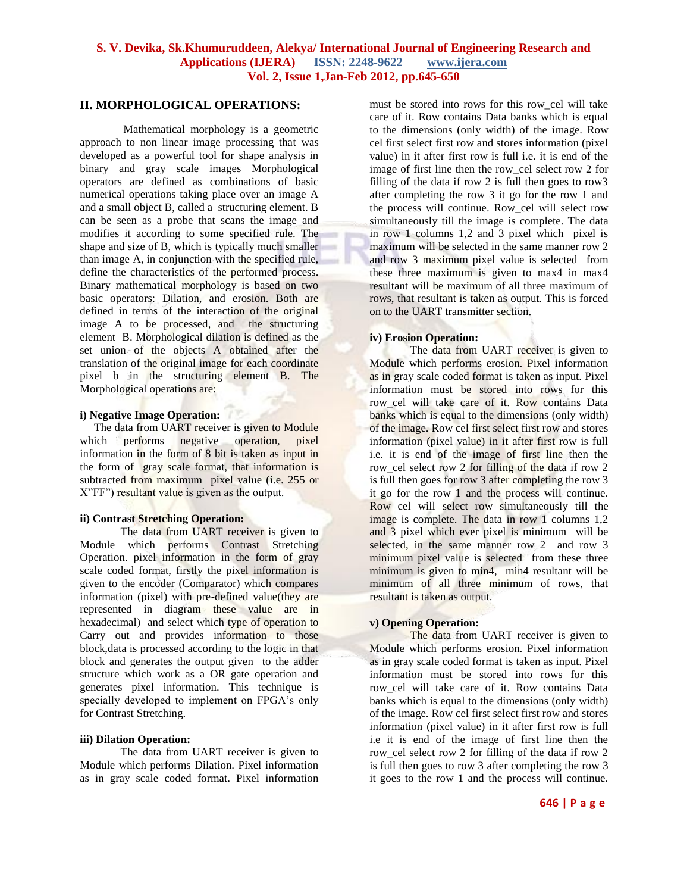## II. MORPHOLOGICAL OPERATIONS:

Mathematical morphology is a geometric approach to non linear image processing that was developed as a powerful tool for shape analysis in binary and gray scale images Morphological operators are defined as combinations of basic numerical operations taking place over an image A and a small object B, called a structuring element. B can be seen as a probe that scans the image and modifies it according to some specified rule. The shape and size of B, which is typically much smaller than image A, in conjunction with the specified rule, define the characteristics of the performed process. Binary mathematical morphology is based on two basic operators: Dilation, and erosion. Both are defined in terms of the interaction of the original image A to be processed, and the structuring element B. Morphological dilation is defined as the set union of the objects A obtained after the translation of the original image for each coordinate pixel b in the structuring element B. The Morphological operations are:

**i) Negative Image Operation:**

The data from UART receiver is given to Module which performs negative operation, pixel information in the form of 8 bit is taken as input in the form of gray scale format, that information is subtracted from maximum pixel value (i.e. 255 or X"FF") resultant value is given as the output.

**ii) Contrast Stretching Operation:**

The data from UART receiver is given to Module which performs Contrast Stretching Operation. pixel information in the form of gray scale coded format, firstly the pixel information is given to the encoder (Comparator) which compares information (pixel) with pre-defined value(they are represented in diagram these value are in hexadecimal) and select which type of operation to Carry out and provides information to those block,data is processed according to the logic in that block and generates the output given to the adder structure which work as a OR gate operation and generates pixel information. This technique is specially developed to implement on FPGA's only for Contrast Stretching.

**iii) Dilation Operation:**

The data from UART receiver is given to Module which performs Dilation. Pixel information as in gray scale coded format. Pixel information must be stored into rows for this row_cel will take care of it. Row contains Data banks which is equal to the dimensions (only width) of the image. Row cel first select first row and stores information (pixel value) in it after first row is full i.e. it is end of the image of first line then the row_cel select row 2 for filling of the data if row 2 is full then goes to row3 after completing the row 3 it go for the row 1 and the process will continue. Row_cel will select row simultaneously till the image is complete. The data in row 1 columns 1,2 and 3 pixel which pixel is maximum will be selected in the same manner row 2 and row 3 maximum pixel value is selected from these three maximum is given to max4 in max4 resultant will be maximum of all three maximum of rows, that resultant is taken as output. This is forced on to the UART transmitter section.

**iv) Erosion Operation:**

The data from UART receiver is given to Module which performs erosion. Pixel information as in gray scale coded format is taken as input. Pixel information must be stored into rows for this row_cel will take care of it. Row contains Data banks which is equal to the dimensions (only width) of the image. Row cel first select first row and stores information (pixel value) in it after first row is full i.e. it is end of the image of first line then the row_cel select row 2 for filling of the data if row 2 is full then goes for row 3 after completing the row 3 it go for the row 1 and the process will continue. Row cel will select row simultaneously till the image is complete. The data in row 1 columns 1,2 and 3 pixel which ever pixel is minimum will be selected, in the same manner row 2 and row 3 minimum pixel value is selected from these three minimum is given to min4, min4 resultant will be minimum of all three minimum of rows, that resultant is taken as output.

**v) Opening Operation:**

The data from UART receiver is given to Module which performs erosion. Pixel information as in gray scale coded format is taken as input. Pixel information must be stored into rows for this row_cel will take care of it. Row contains Data banks which is equal to the dimensions (only width) of the image. Row cel first select first row and stores information (pixel value) in it after first row is full i.e it is end of the image of first line then the row_cel select row 2 for filling of the data if row 2 is full then goes to row 3 after completing the row 3 it goes to the row 1 and the process will continue.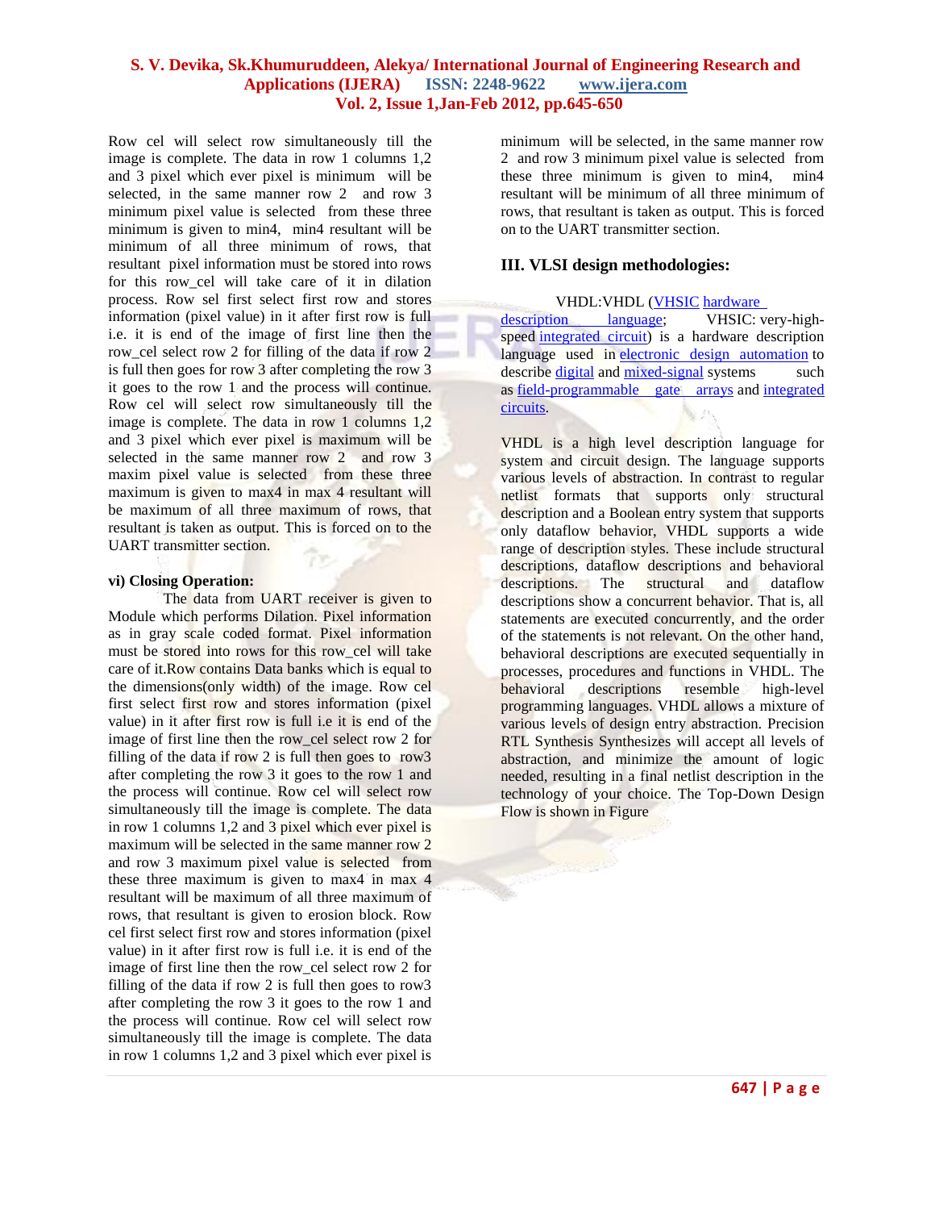Row cel will select row simultaneously till the image is complete. The data in row 1 columns 1,2 and 3 pixel which ever pixel is minimum will be selected, in the same manner row 2 and row 3 minimum pixel value is selected from these three minimum is given to min4, min4 resultant will be minimum of all three minimum of rows, that resultant pixel information must be stored into rows for this row_cel will take care of it in dilation process. Row sel first select first row and stores information (pixel value) in it after first row is full i.e. it is end of the image of first line then the row_cel select row 2 for filling of the data if row 2 is full then goes for row 3 after completing the row 3 it goes to the row 1 and the process will continue. Row cel will select row simultaneously till the image is complete. The data in row 1 columns 1,2 and 3 pixel which ever pixel is maximum will be selected in the same manner row 2 and row 3 maxim pixel value is selected from these three maximum is given to max4 in max 4 resultant will be maximum of all three maximum of rows, that resultant is taken as output. This is forced on to the UART transmitter section.

### vi) Closing Operation:

The data from UART receiver is given to Module which performs Dilation. Pixel information as in gray scale coded format. Pixel information must be stored into rows for this row_cel will take care of it.Row contains Data banks which is equal to the dimensions(only width) of the image. Row cel first select first row and stores information (pixel value) in it after first row is full i.e it is end of the image of first line then the row_cel select row 2 for filling of the data if row 2 is full then goes to row3 after completing the row 3 it goes to the row 1 and the process will continue. Row cel will select row simultaneously till the image is complete. The data in row 1 columns 1,2 and 3 pixel which ever pixel is maximum will be selected in the same manner row 2 and row 3 maximum pixel value is selected from these three maximum is given to max4 in max 4 resultant will be maximum of all three maximum of rows, that resultant is given to erosion block. Row cel first select first row and stores information (pixel value) in it after first row is full i.e. it is end of the image of first line then the row_cel select row 2 for filling of the data if row 2 is full then goes to row3 after completing the row 3 it goes to the row 1 and the process will continue. Row cel will select row simultaneously till the image is complete. The data in row 1 columns 1,2 and 3 pixel which ever pixel is minimum will be selected, in the same manner row 2 and row 3 minimum pixel value is selected from these three minimum is given to min4, min4 resultant will be minimum of all three minimum of rows, that resultant is taken as output. This is forced on to the UART transmitter section.

## III. VLSI design methodologies:

VHDL:VHDL (VHSIC hardware description language; VHSIC: very-high-speed integrated circuit) is a hardware description language used in electronic design automation to describe digital and mixed-signal systems such as field-programmable gate arrays and integrated circuits.

VHDL is a high level description language for system and circuit design. The language supports various levels of abstraction. In contrast to regular netlist formats that supports only structural description and a Boolean entry system that supports only dataflow behavior, VHDL supports a wide range of description styles. These include structural descriptions, dataflow descriptions and behavioral descriptions. The structural and dataflow descriptions show a concurrent behavior. That is, all statements are executed concurrently, and the order of the statements is not relevant. On the other hand, behavioral descriptions are executed sequentially in processes, procedures and functions in VHDL. The behavioral descriptions resemble high-level programming languages. VHDL allows a mixture of various levels of design entry abstraction. Precision RTL Synthesis Synthesizes will accept all levels of abstraction, and minimize the amount of logic needed, resulting in a final netlist description in the technology of your choice. The Top-Down Design Flow is shown in Figure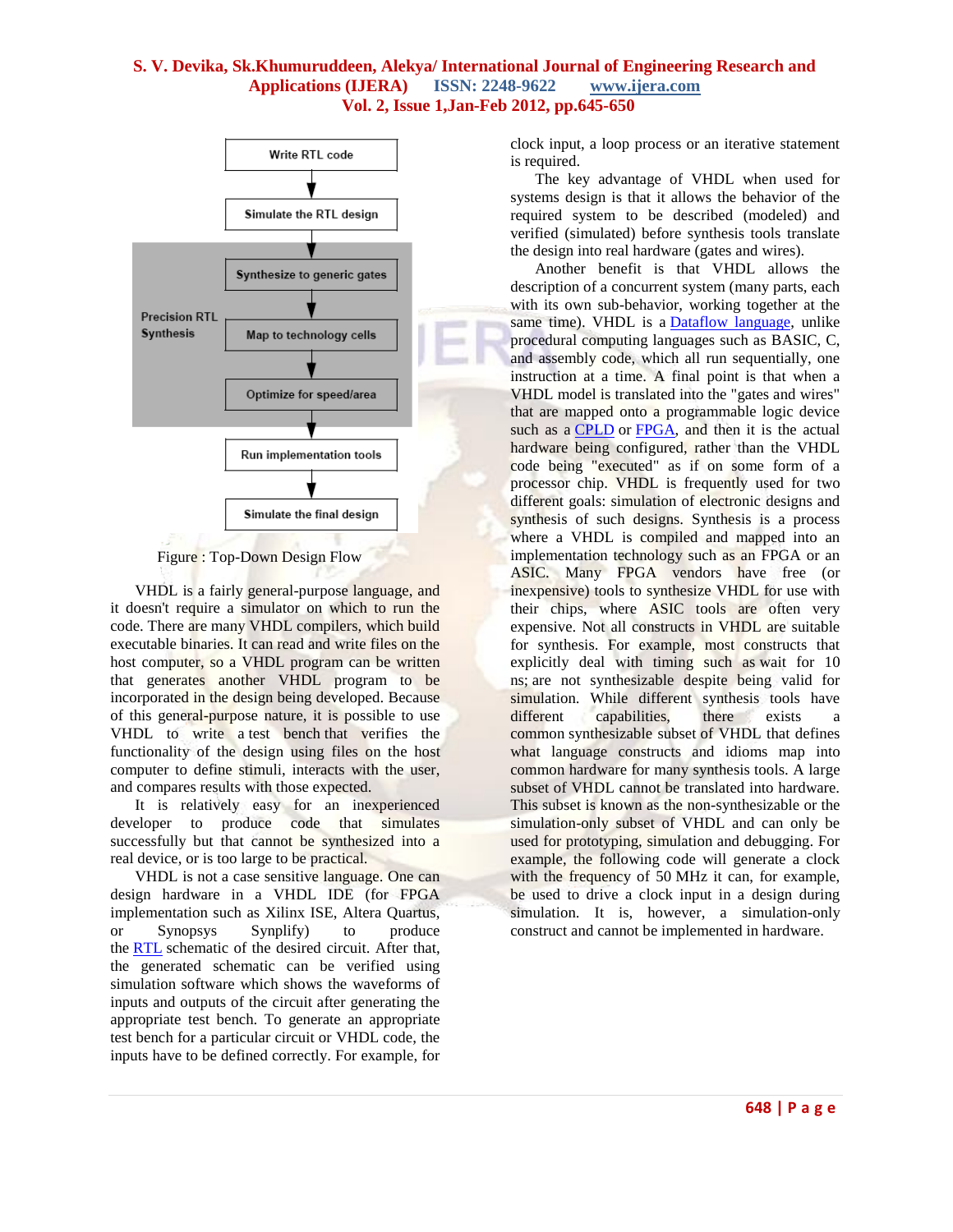Write RTL code

Simulate the RTL design

Precision RTL Synthesis

Synthesize to generic gates

Map to technology cells

Optimize for speed/area

Run implementation tools

Simulate the final design

Figure : Top-Down Design Flow

VHDL is a fairly general-purpose language, and it doesn't require a simulator on which to run the code. There are many VHDL compilers, which build executable binaries. It can read and write files on the host computer, so a VHDL program can be written that generates another VHDL program to be incorporated in the design being developed. Because of this general-purpose nature, it is possible to use VHDL to write a test bench that verifies the functionality of the design using files on the host computer to define stimuli, interacts with the user, and compares results with those expected.

It is relatively easy for an inexperienced developer to produce code that simulates successfully but that cannot be synthesized into a real device, or is too large to be practical.

VHDL is not a case sensitive language. One can design hardware in a VHDL IDE (for FPGA implementation such as Xilinx ISE, Altera Quartus, or Synopsys Synplify) to produce the RTL schematic of the desired circuit. After that, the generated schematic can be verified using simulation software which shows the waveforms of inputs and outputs of the circuit after generating the appropriate test bench. To generate an appropriate test bench for a particular circuit or VHDL code, the inputs have to be defined correctly. For example, for clock input, a loop process or an iterative statement is required.

The key advantage of VHDL when used for systems design is that it allows the behavior of the required system to be described (modeled) and verified (simulated) before synthesis tools translate the design into real hardware (gates and wires).

Another benefit is that VHDL allows the description of a concurrent system (many parts, each with its own sub-behavior, working together at the same time). VHDL is a Dataflow language, unlike procedural computing languages such as BASIC, C, and assembly code, which all run sequentially, one instruction at a time. A final point is that when a VHDL model is translated into the "gates and wires" that are mapped onto a programmable logic device such as a CPLD or FPGA, and then it is the actual hardware being configured, rather than the VHDL code being "executed" as if on some form of a processor chip. VHDL is frequently used for two different goals: simulation of electronic designs and synthesis of such designs. Synthesis is a process where a VHDL is compiled and mapped into an implementation technology such as an FPGA or an ASIC. Many FPGA vendors have free (or inexpensive) tools to synthesize VHDL for use with their chips, where ASIC tools are often very expensive. Not all constructs in VHDL are suitable for synthesis. For example, most constructs that explicitly deal with timing such as wait for 10 ns; are not synthesizable despite being valid for simulation. While different synthesis tools have different capabilities, there exists a common synthesizable subset of VHDL that defines what language constructs and idioms map into common hardware for many synthesis tools. A large subset of VHDL cannot be translated into hardware. This subset is known as the non-synthesizable or the simulation-only subset of VHDL and can only be used for prototyping, simulation and debugging. For example, the following code will generate a clock with the frequency of 50 MHz it can, for example, be used to drive a clock input in a design during simulation. It is, however, a simulation-only construct and cannot be implemented in hardware.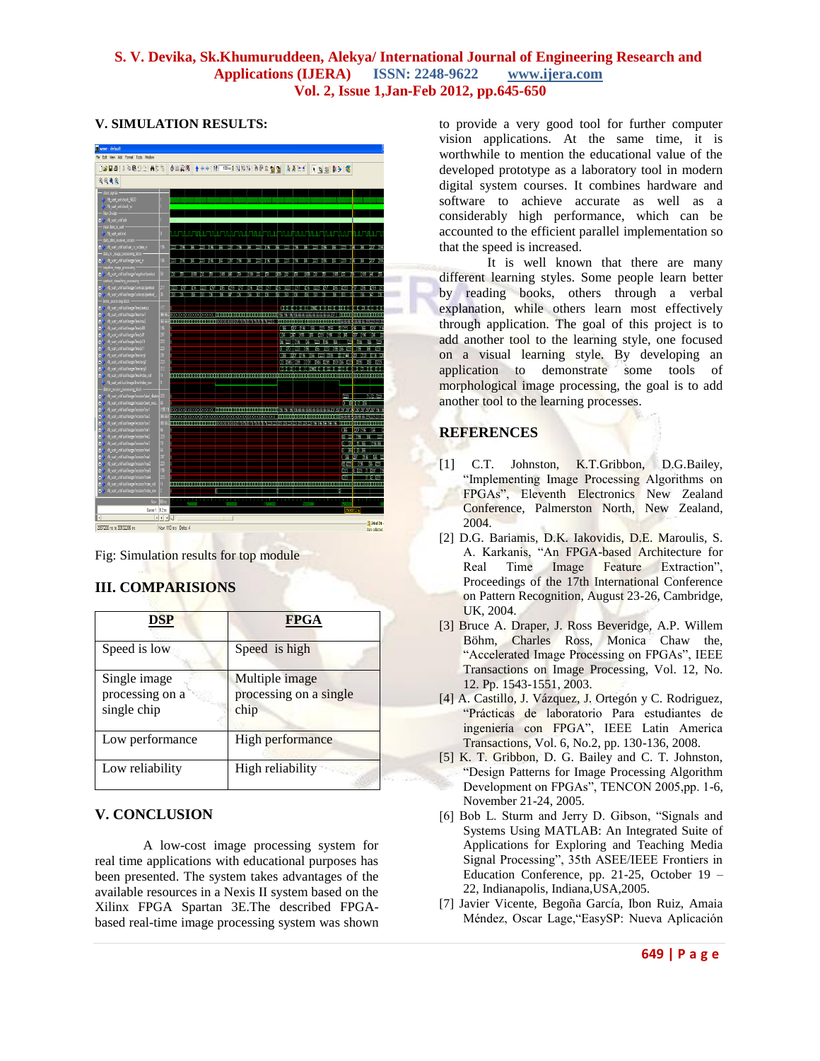## V. SIMULATION RESULTS:

Fig: Simulation results for top module

## III. COMPARISIONS

| DSP | FPGA |
|---|---|
| Speed is low | Speed is high |
| Single image processing on a single chip | Multiple image processing on a single chip |
| Low performance | High performance |
| Low reliability | High reliability |

## V. CONCLUSION

A low-cost image processing system for real time applications with educational purposes has been presented. The system takes advantages of the available resources in a Nexis II system based on the Xilinx FPGA Spartan 3E.The described FPGA-based real-time image processing system was shown to provide a very good tool for further computer vision applications. At the same time, it is worthwhile to mention the educational value of the developed prototype as a laboratory tool in modern digital system courses. It combines hardware and software to achieve accurate as well as a considerably high performance, which can be accounted to the efficient parallel implementation so that the speed is increased.

It is well known that there are many different learning styles. Some people learn better by reading books, others through a verbal explanation, while others learn most effectively through application. The goal of this project is to add another tool to the learning style, one focused on a visual learning style. By developing an application to demonstrate some tools of morphological image processing, the goal is to add another tool to the learning processes.

## REFERENCES

[1] C.T. Johnston, K.T.Gribbon, D.G.Bailey, "Implementing Image Processing Algorithms on FPGAs", Eleventh Electronics New Zealand Conference, Palmerston North, New Zealand, 2004.

[2] D.G. Bariamis, D.K. Iakovidis, D.E. Maroulis, S. A. Karkanis, "An FPGA-based Architecture for Real Time Image Feature Extraction", Proceedings of the 17th International Conference on Pattern Recognition, August 23-26, Cambridge, UK, 2004.

[3] Bruce A. Draper, J. Ross Beveridge, A.P. Willem Böhm, Charles Ross, Monica Chaw the, "Accelerated Image Processing on FPGAs", IEEE Transactions on Image Processing, Vol. 12, No. 12. Pp. 1543-1551, 2003.

[4] A. Castillo, J. Vázquez, J. Ortegón y C. Rodriguez, "Prácticas de laboratorio Para estudiantes de ingeniería con FPGA", IEEE Latin America Transactions, Vol. 6, No.2, pp. 130-136, 2008.

[5] K. T. Gribbon, D. G. Bailey and C. T. Johnston, "Design Patterns for Image Processing Algorithm Development on FPGAs", TENCON 2005,pp. 1-6, November 21-24, 2005.

[6] Bob L. Sturm and Jerry D. Gibson, "Signals and Systems Using MATLAB: An Integrated Suite of Applications for Exploring and Teaching Media Signal Processing", 35th ASEE/IEEE Frontiers in Education Conference, pp. 21-25, October 19 – 22, Indianapolis, Indiana,USA,2005.

[7] Javier Vicente, Begoña García, Ibon Ruiz, Amaia Méndez, Oscar Lage,"EasySP: Nueva Aplicación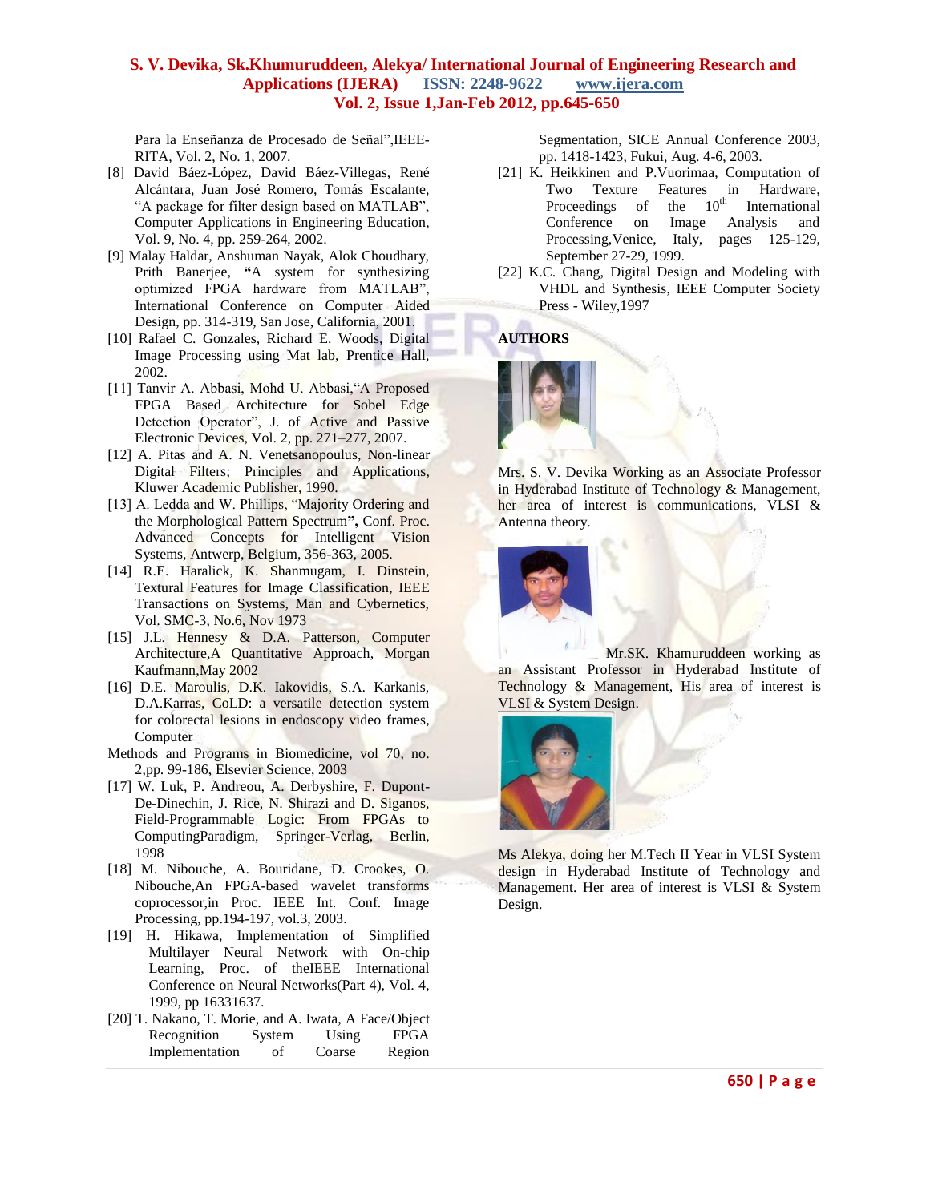Para la Enseñanza de Procesado de Señal",IEEE-RITA, Vol. 2, No. 1, 2007.

[8] David Báez-López, David Báez-Villegas, René Alcántara, Juan José Romero, Tomás Escalante, "A package for filter design based on MATLAB", Computer Applications in Engineering Education, Vol. 9, No. 4, pp. 259-264, 2002.

[9] Malay Haldar, Anshuman Nayak, Alok Choudhary, Prith Banerjee, **"**A system for synthesizing optimized FPGA hardware from MATLAB", International Conference on Computer Aided Design, pp. 314-319, San Jose, California, 2001.

[10] Rafael C. Gonzales, Richard E. Woods, Digital Image Processing using Mat lab, Prentice Hall, 2002.

[11] Tanvir A. Abbasi, Mohd U. Abbasi,"A Proposed FPGA Based Architecture for Sobel Edge Detection Operator", J. of Active and Passive Electronic Devices, Vol. 2, pp. 271–277, 2007.

[12] A. Pitas and A. N. Venetsanopoulus, Non-linear Digital Filters; Principles and Applications, Kluwer Academic Publisher, 1990.

[13] A. Ledda and W. Phillips, "Majority Ordering and the Morphological Pattern Spectrum**",** Conf. Proc. Advanced Concepts for Intelligent Vision Systems, Antwerp, Belgium, 356-363, 2005.

[14] R.E. Haralick, K. Shanmugam, I. Dinstein, Textural Features for Image Classification, IEEE Transactions on Systems, Man and Cybernetics, Vol. SMC-3, No.6, Nov 1973

[15] J.L. Hennesy & D.A. Patterson, Computer Architecture,A Quantitative Approach, Morgan Kaufmann,May 2002

[16] D.E. Maroulis, D.K. Iakovidis, S.A. Karkanis, D.A.Karras, CoLD: a versatile detection system for colorectal lesions in endoscopy video frames, Computer Methods and Programs in Biomedicine, vol 70, no. 2,pp. 99-186, Elsevier Science, 2003

[17] W. Luk, P. Andreou, A. Derbyshire, F. Dupont-De-Dinechin, J. Rice, N. Shirazi and D. Siganos, Field-Programmable Logic: From FPGAs to ComputingParadigm, Springer-Verlag, Berlin, 1998

[18] M. Nibouche, A. Bouridane, D. Crookes, O. Nibouche,An FPGA-based wavelet transforms coprocessor,in Proc. IEEE Int. Conf. Image Processing, pp.194-197, vol.3, 2003.

[19] H. Hikawa, Implementation of Simplified Multilayer Neural Network with On-chip Learning, Proc. of theIEEE International Conference on Neural Networks(Part 4), Vol. 4, 1999, pp 16331637.

[20] T. Nakano, T. Morie, and A. Iwata, A Face/Object Recognition System Using FPGA Implementation of Coarse Region Segmentation, SICE Annual Conference 2003, pp. 1418-1423, Fukui, Aug. 4-6, 2003.

[21] K. Heikkinen and P.Vuorimaa, Computation of Two Texture Features in Hardware, Proceedings of the 10th International Conference on Image Analysis and Processing,Venice, Italy, pages 125-129, September 27-29, 1999.

[22] K.C. Chang, Digital Design and Modeling with VHDL and Synthesis, IEEE Computer Society Press - Wiley,1997

## AUTHORS

Mrs. S. V. Devika Working as an Associate Professor in Hyderabad Institute of Technology & Management, her area of interest is communications, VLSI & Antenna theory.

Mr.SK. Khamuruddeen working as an Assistant Professor in Hyderabad Institute of Technology & Management, His area of interest is VLSI & System Design.

Ms Alekya, doing her M.Tech II Year in VLSI System design in Hyderabad Institute of Technology and Management. Her area of interest is VLSI & System Design.